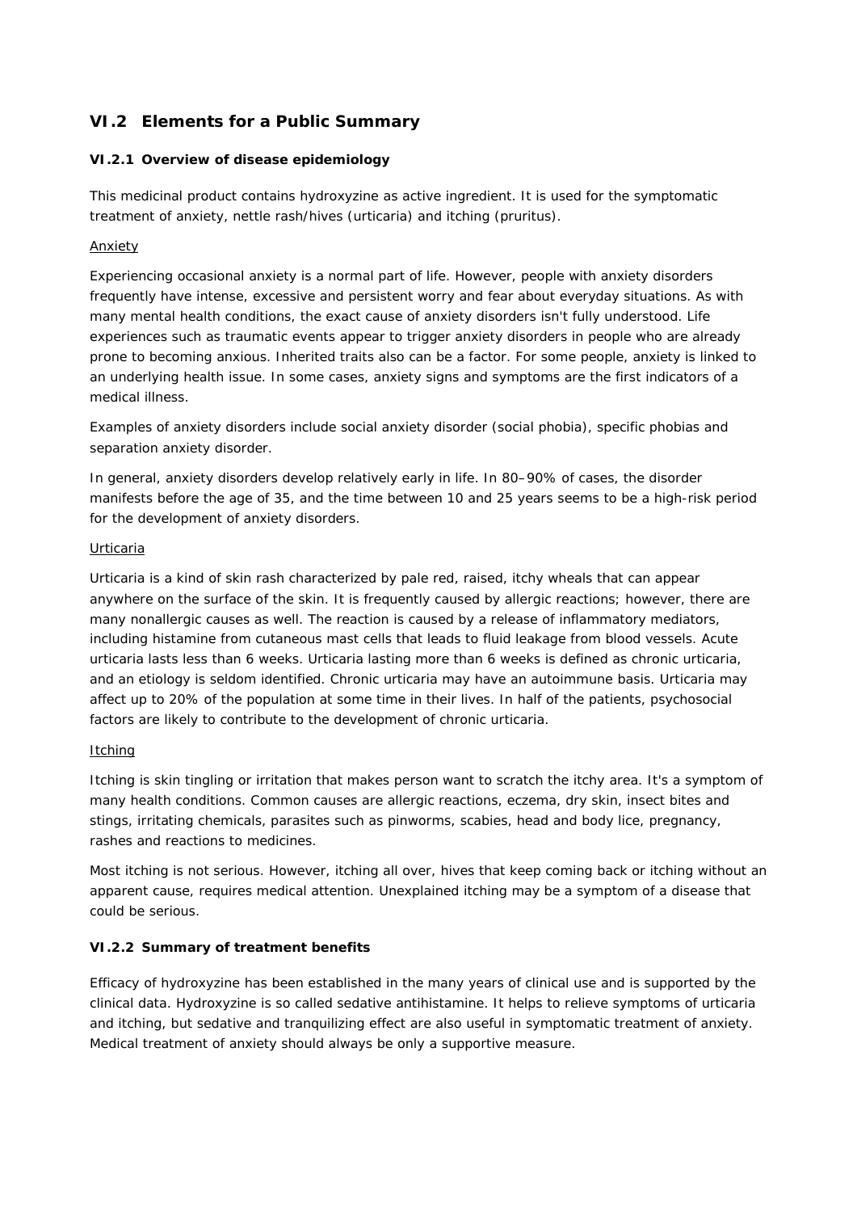## VI.2 Elements for a Public Summary

### VI.2.1 Overview of disease epidemiology

This medicinal product contains hydroxyzine as active ingredient. It is used for the symptomatic treatment of anxiety, nettle rash/hives (urticaria) and itching (pruritus).

Anxiety

Experiencing occasional anxiety is a normal part of life. However, people with anxiety disorders frequently have intense, excessive and persistent worry and fear about everyday situations. As with many mental health conditions, the exact cause of anxiety disorders isn't fully understood. Life experiences such as traumatic events appear to trigger anxiety disorders in people who are already prone to becoming anxious. Inherited traits also can be a factor. For some people, anxiety is linked to an underlying health issue. In some cases, anxiety signs and symptoms are the first indicators of a medical illness.

Examples of anxiety disorders include social anxiety disorder (social phobia), specific phobias and separation anxiety disorder.

In general, anxiety disorders develop relatively early in life. In 80–90% of cases, the disorder manifests before the age of 35, and the time between 10 and 25 years seems to be a high-risk period for the development of anxiety disorders.

Urticaria

Urticaria is a kind of skin rash characterized by pale red, raised, itchy wheals that can appear anywhere on the surface of the skin. It is frequently caused by allergic reactions; however, there are many nonallergic causes as well. The reaction is caused by a release of inflammatory mediators, including histamine from cutaneous mast cells that leads to fluid leakage from blood vessels. Acute urticaria lasts less than 6 weeks. Urticaria lasting more than 6 weeks is defined as chronic urticaria, and an etiology is seldom identified. Chronic urticaria may have an autoimmune basis. Urticaria may affect up to 20% of the population at some time in their lives. In half of the patients, psychosocial factors are likely to contribute to the development of chronic urticaria.

Itching

Itching is skin tingling or irritation that makes person want to scratch the itchy area. It's a symptom of many health conditions. Common causes are allergic reactions, eczema, dry skin, insect bites and stings, irritating chemicals, parasites such as pinworms, scabies, head and body lice, pregnancy, rashes and reactions to medicines.

Most itching is not serious. However, itching all over, hives that keep coming back or itching without an apparent cause, requires medical attention. Unexplained itching may be a symptom of a disease that could be serious.

### VI.2.2 Summary of treatment benefits

Efficacy of hydroxyzine has been established in the many years of clinical use and is supported by the clinical data. Hydroxyzine is so called sedative antihistamine. It helps to relieve symptoms of urticaria and itching, but sedative and tranquilizing effect are also useful in symptomatic treatment of anxiety. Medical treatment of anxiety should always be only a supportive measure.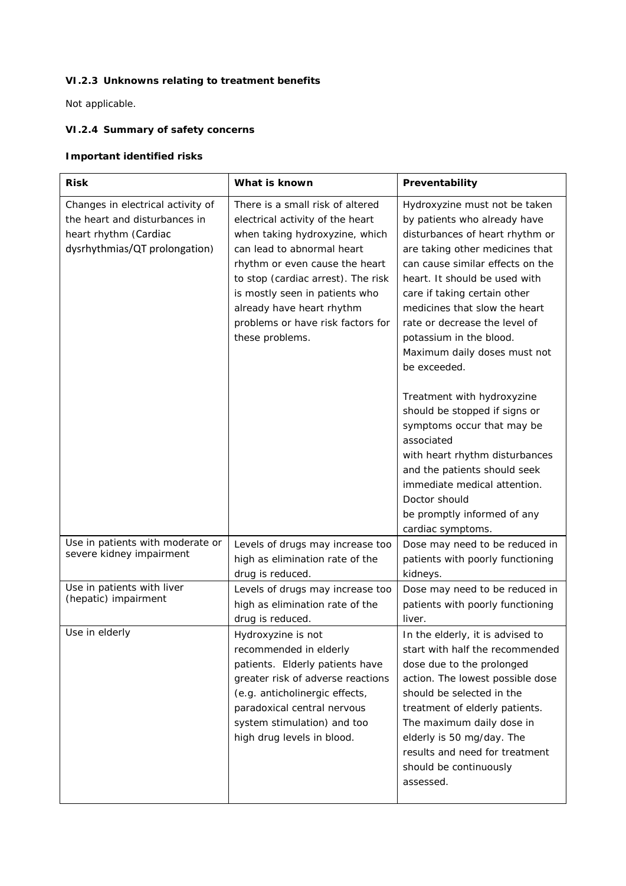### VI.2.3 Unknowns relating to treatment benefits

Not applicable.

### VI.2.4 Summary of safety concerns

#### Important identified risks

| Risk | What is known | Preventability |
|---|---|---|
| Changes in electrical activity of the heart and disturbances in heart rhythm (Cardiac dysrhythmias/QT prolongation) | There is a small risk of altered electrical activity of the heart when taking hydroxyzine, which can lead to abnormal heart rhythm or even cause the heart to stop (cardiac arrest). The risk is mostly seen in patients who already have heart rhythm problems or have risk factors for these problems. | Hydroxyzine must not be taken by patients who already have disturbances of heart rhythm or are taking other medicines that can cause similar effects on the heart. It should be used with care if taking certain other medicines that slow the heart rate or decrease the level of potassium in the blood. Maximum daily doses must not be exceeded.<br><br>Treatment with hydroxyzine should be stopped if signs or symptoms occur that may be associated with heart rhythm disturbances and the patients should seek immediate medical attention. Doctor should be promptly informed of any cardiac symptoms. |
| Use in patients with moderate or severe kidney impairment | Levels of drugs may increase too high as elimination rate of the drug is reduced. | Dose may need to be reduced in patients with poorly functioning kidneys. |
| Use in patients with liver (hepatic) impairment | Levels of drugs may increase too high as elimination rate of the drug is reduced. | Dose may need to be reduced in patients with poorly functioning liver. |
| Use in elderly | Hydroxyzine is not recommended in elderly patients. Elderly patients have greater risk of adverse reactions (e.g. anticholinergic effects, paradoxical central nervous system stimulation) and too high drug levels in blood. | In the elderly, it is advised to start with half the recommended dose due to the prolonged action. The lowest possible dose should be selected in the treatment of elderly patients. The maximum daily dose in elderly is 50 mg/day. The results and need for treatment should be continuously assessed. |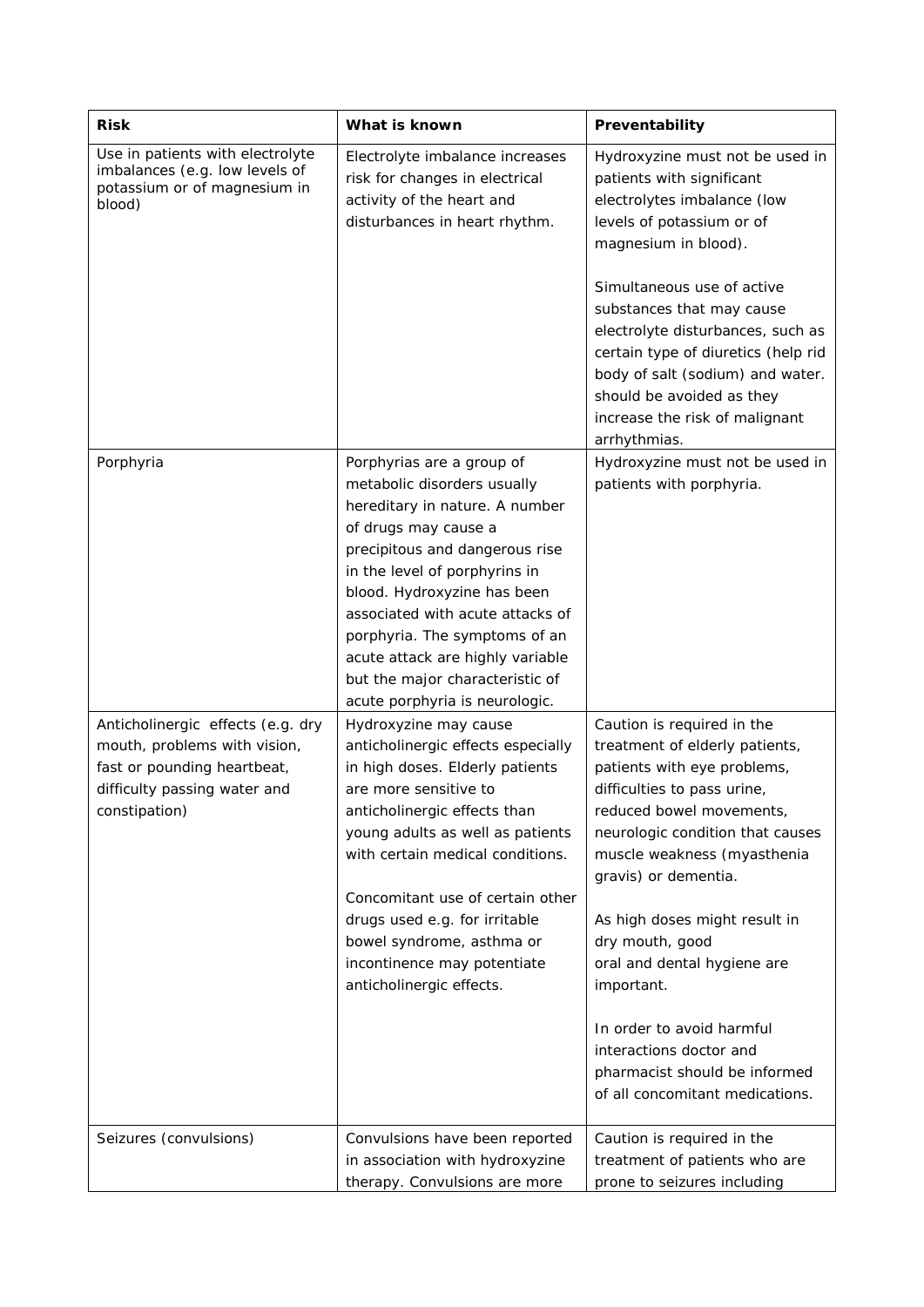| Risk | What is known | Preventability |
|---|---|---|
| Use in patients with electrolyte imbalances (e.g. low levels of potassium or of magnesium in blood) | Electrolyte imbalance increases risk for changes in electrical activity of the heart and disturbances in heart rhythm. | Hydroxyzine must not be used in patients with significant electrolytes imbalance (low levels of potassium or of magnesium in blood).<br><br>Simultaneous use of active substances that may cause electrolyte disturbances, such as certain type of diuretics (help rid body of salt (sodium) and water. should be avoided as they increase the risk of malignant arrhythmias. |
| Porphyria | Porphyrias are a group of metabolic disorders usually hereditary in nature. A number of drugs may cause a precipitous and dangerous rise in the level of porphyrins in blood. Hydroxyzine has been associated with acute attacks of porphyria. The symptoms of an acute attack are highly variable but the major characteristic of acute porphyria is neurologic. | Hydroxyzine must not be used in patients with porphyria. |
| Anticholinergic effects (e.g. dry mouth, problems with vision, fast or pounding heartbeat, difficulty passing water and constipation) | Hydroxyzine may cause anticholinergic effects especially in high doses. Elderly patients are more sensitive to anticholinergic effects than young adults as well as patients with certain medical conditions.<br><br>Concomitant use of certain other drugs used e.g. for irritable bowel syndrome, asthma or incontinence may potentiate anticholinergic effects. | Caution is required in the treatment of elderly patients, patients with eye problems, difficulties to pass urine, reduced bowel movements, neurologic condition that causes muscle weakness (myasthenia gravis) or dementia.<br><br>As high doses might result in dry mouth, good oral and dental hygiene are important.<br><br>In order to avoid harmful interactions doctor and pharmacist should be informed of all concomitant medications. |
| Seizures (convulsions) | Convulsions have been reported in association with hydroxyzine therapy. Convulsions are more | Caution is required in the treatment of patients who are prone to seizures including |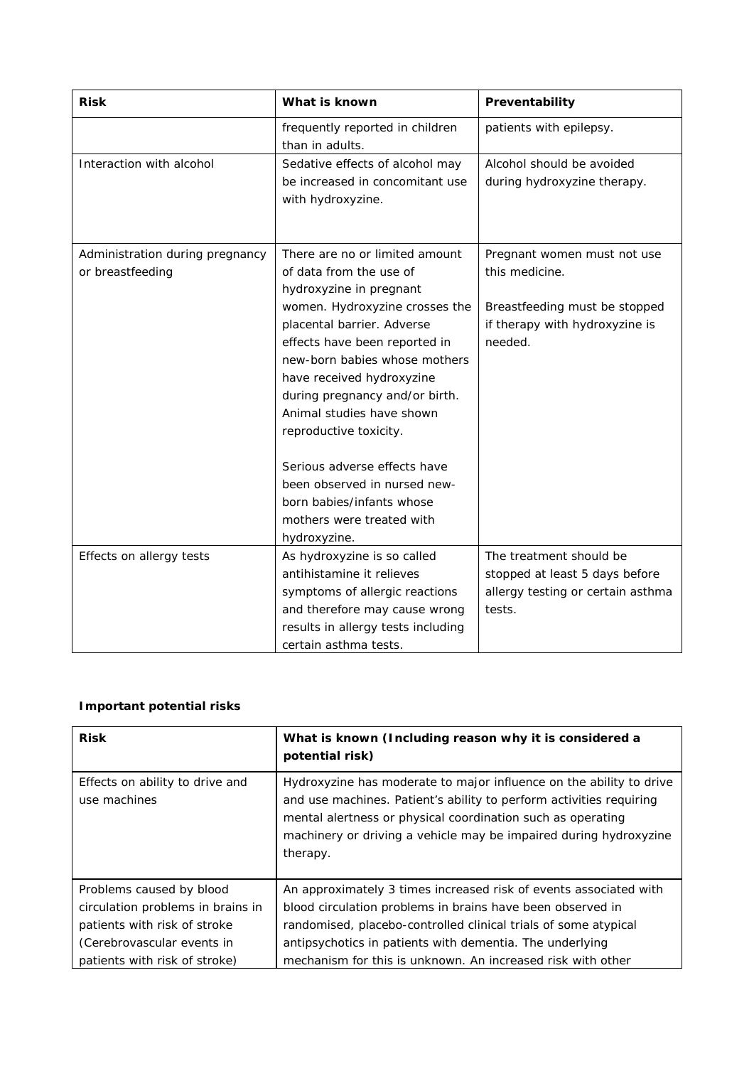| Risk | What is known | Preventability |
|---|---|---|
| | frequently reported in children than in adults. | patients with epilepsy. |
| Interaction with alcohol | Sedative effects of alcohol may be increased in concomitant use with hydroxyzine. | Alcohol should be avoided during hydroxyzine therapy. |
| Administration during pregnancy or breastfeeding | There are no or limited amount of data from the use of hydroxyzine in pregnant women. Hydroxyzine crosses the placental barrier. Adverse effects have been reported in new-born babies whose mothers have received hydroxyzine during pregnancy and/or birth. Animal studies have shown reproductive toxicity.<br><br>Serious adverse effects have been observed in nursed new-born babies/infants whose mothers were treated with hydroxyzine. | Pregnant women must not use this medicine.<br><br>Breastfeeding must be stopped if therapy with hydroxyzine is needed. |
| Effects on allergy tests | As hydroxyzine is so called antihistamine it relieves symptoms of allergic reactions and therefore may cause wrong results in allergy tests including certain asthma tests. | The treatment should be stopped at least 5 days before allergy testing or certain asthma tests. |

**Important potential risks**

| Risk | What is known (Including reason why it is considered a potential risk) |
|---|---|
| Effects on ability to drive and use machines | Hydroxyzine has moderate to major influence on the ability to drive and use machines. Patient's ability to perform activities requiring mental alertness or physical coordination such as operating machinery or driving a vehicle may be impaired during hydroxyzine therapy. |
| Problems caused by blood circulation problems in brains in patients with risk of stroke (Cerebrovascular events in patients with risk of stroke) | An approximately 3 times increased risk of events associated with blood circulation problems in brains have been observed in randomised, placebo-controlled clinical trials of some atypical antipsychotics in patients with dementia. The underlying mechanism for this is unknown. An increased risk with other |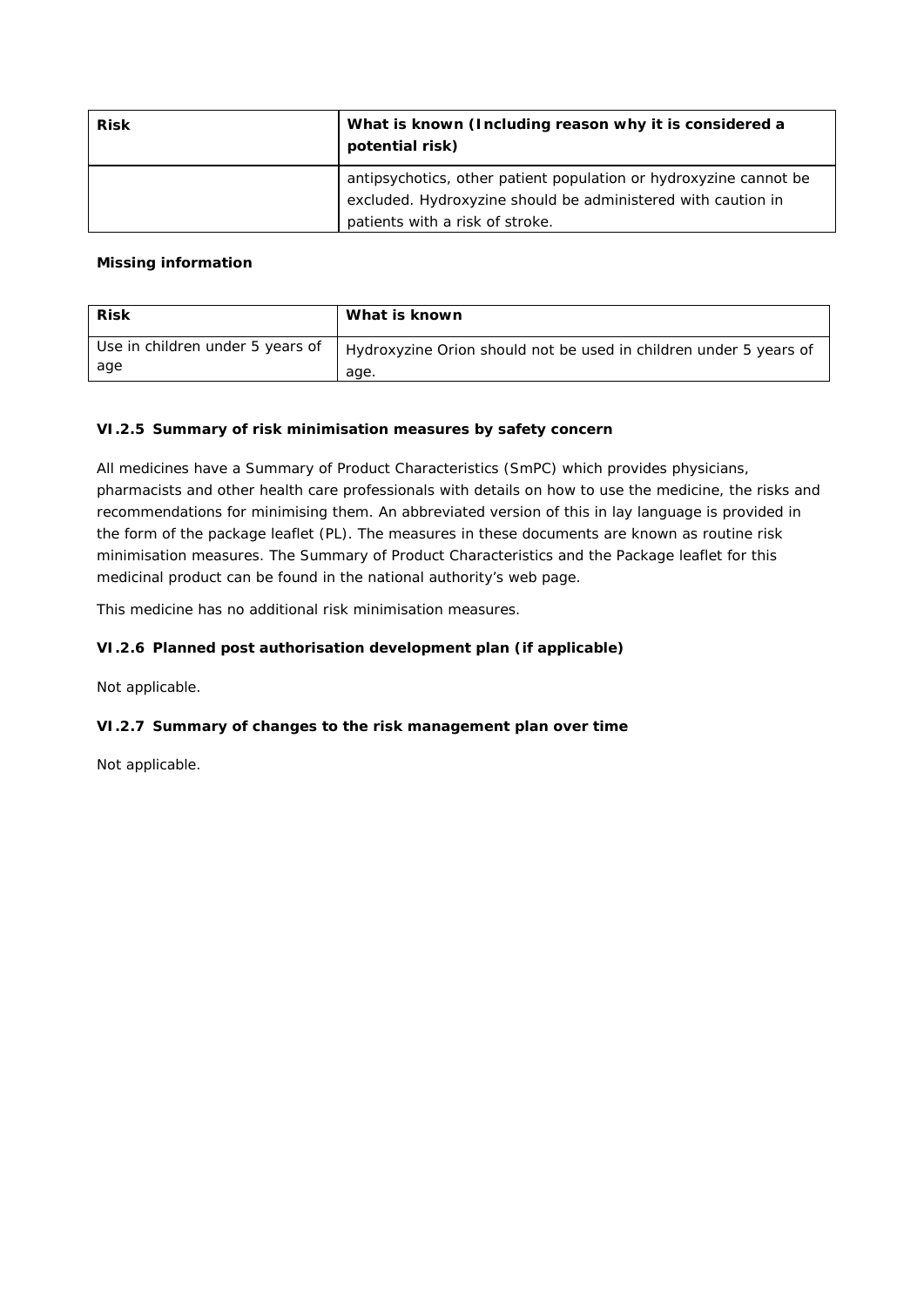| Risk | What is known (Including reason why it is considered a potential risk) |
|---|---|
| | antipsychotics, other patient population or hydroxyzine cannot be excluded. Hydroxyzine should be administered with caution in patients with a risk of stroke. |

**Missing information**

| Risk | What is known |
|---|---|
| Use in children under 5 years of age | Hydroxyzine Orion should not be used in children under 5 years of age. |

### VI.2.5 Summary of risk minimisation measures by safety concern

All medicines have a Summary of Product Characteristics (SmPC) which provides physicians, pharmacists and other health care professionals with details on how to use the medicine, the risks and recommendations for minimising them. An abbreviated version of this in lay language is provided in the form of the package leaflet (PL). The measures in these documents are known as routine risk minimisation measures. The Summary of Product Characteristics and the Package leaflet for this medicinal product can be found in the national authority's web page.

This medicine has no additional risk minimisation measures.

### VI.2.6 Planned post authorisation development plan (if applicable)

Not applicable.

### VI.2.7 Summary of changes to the risk management plan over time

Not applicable.